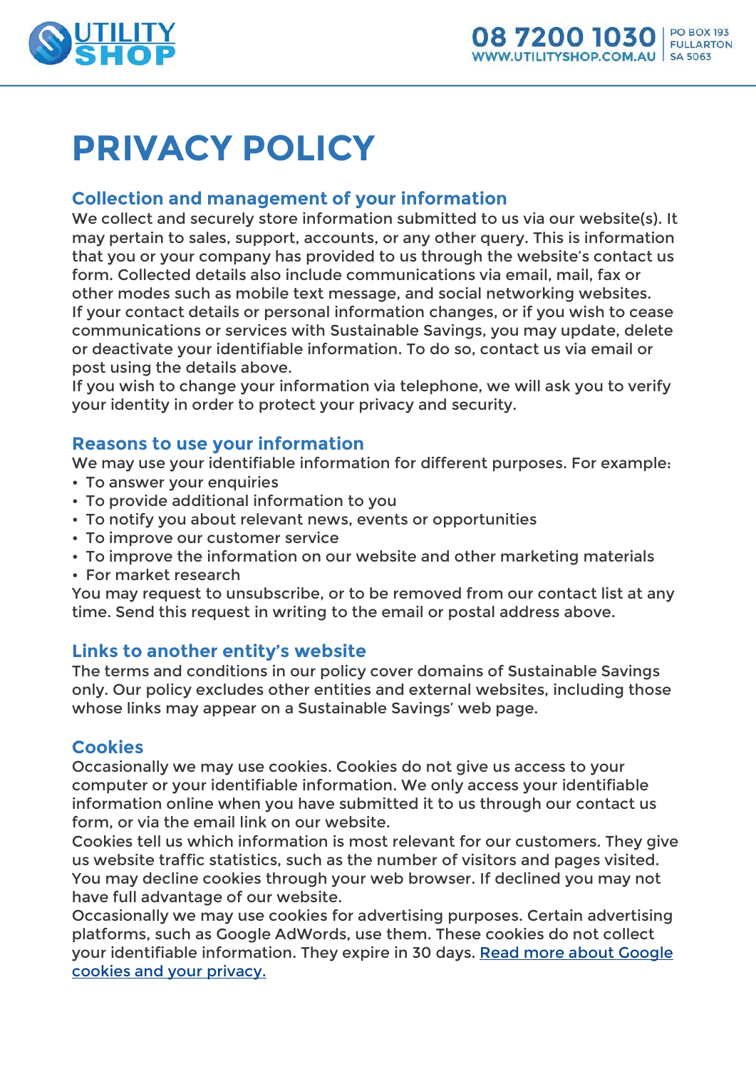# PRIVACY POLICY

## Collection and management of your information

We collect and securely store information submitted to us via our website(s). It may pertain to sales, support, accounts, or any other query. This is information that you or your company has provided to us through the website's contact us form. Collected details also include communications via email, mail, fax or other modes such as mobile text message, and social networking websites.
If your contact details or personal information changes, or if you wish to cease communications or services with Sustainable Savings, you may update, delete or deactivate your identifiable information. To do so, contact us via email or post using the details above.
If you wish to change your information via telephone, we will ask you to verify your identity in order to protect your privacy and security.

## Reasons to use your information

We may use your identifiable information for different purposes. For example:

- To answer your enquiries
- To provide additional information to you
- To notify you about relevant news, events or opportunities
- To improve our customer service
- To improve the information on our website and other marketing materials
- For market research

You may request to unsubscribe, or to be removed from our contact list at any time. Send this request in writing to the email or postal address above.

## Links to another entity's website

The terms and conditions in our policy cover domains of Sustainable Savings only. Our policy excludes other entities and external websites, including those whose links may appear on a Sustainable Savings' web page.

## Cookies

Occasionally we may use cookies. Cookies do not give us access to your computer or your identifiable information. We only access your identifiable information online when you have submitted it to us through our contact us form, or via the email link on our website.
Cookies tell us which information is most relevant for our customers. They give us website traffic statistics, such as the number of visitors and pages visited. You may decline cookies through your web browser. If declined you may not have full advantage of our website.
Occasionally we may use cookies for advertising purposes. Certain advertising platforms, such as Google AdWords, use them. These cookies do not collect your identifiable information. They expire in 30 days. Read more about Google cookies and your privacy.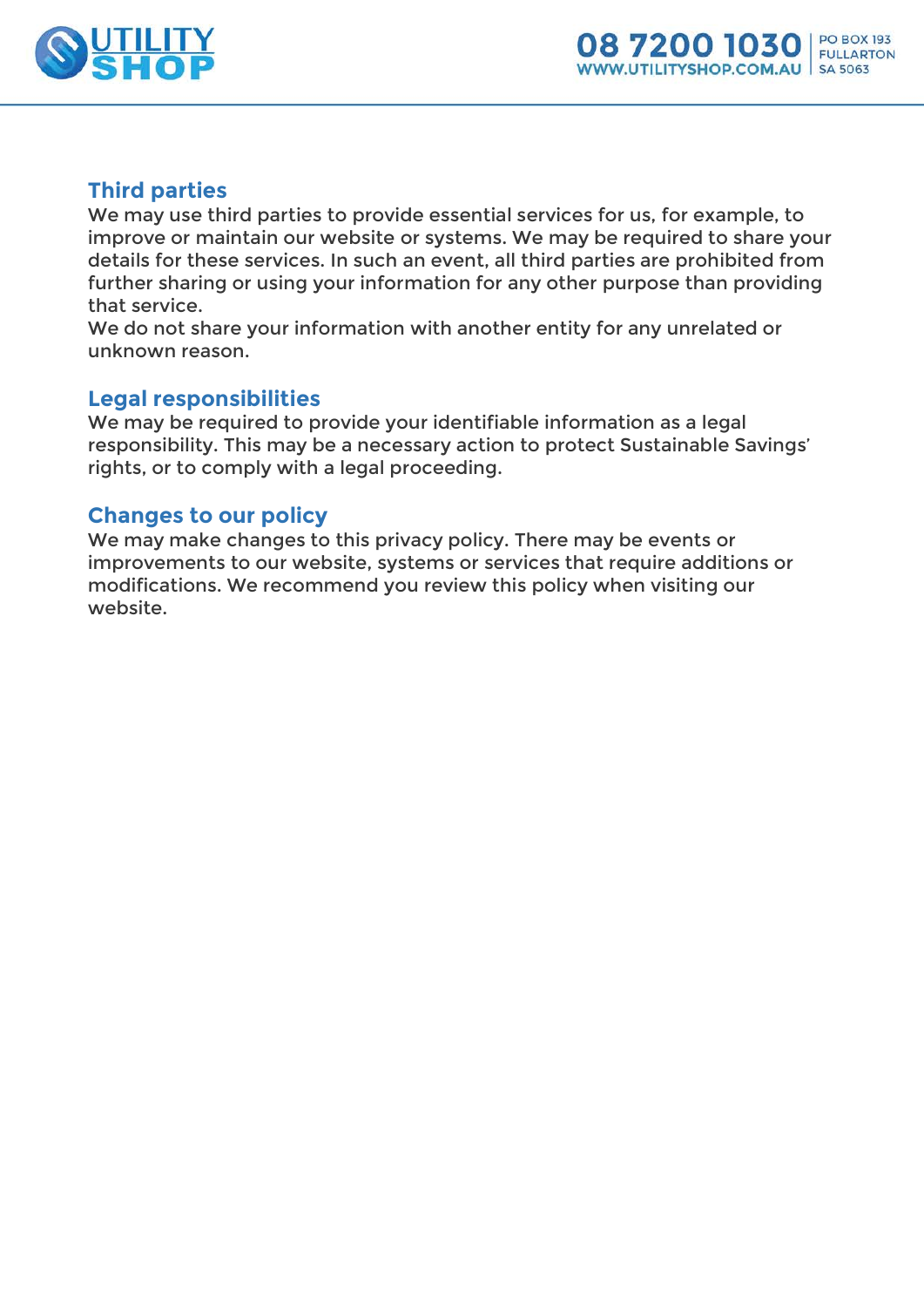## Third parties

We may use third parties to provide essential services for us, for example, to improve or maintain our website or systems. We may be required to share your details for these services. In such an event, all third parties are prohibited from further sharing or using your information for any other purpose than providing that service.

We do not share your information with another entity for any unrelated or unknown reason.

## Legal responsibilities

We may be required to provide your identifiable information as a legal responsibility. This may be a necessary action to protect Sustainable Savings' rights, or to comply with a legal proceeding.

## Changes to our policy

We may make changes to this privacy policy. There may be events or improvements to our website, systems or services that require additions or modifications. We recommend you review this policy when visiting our website.